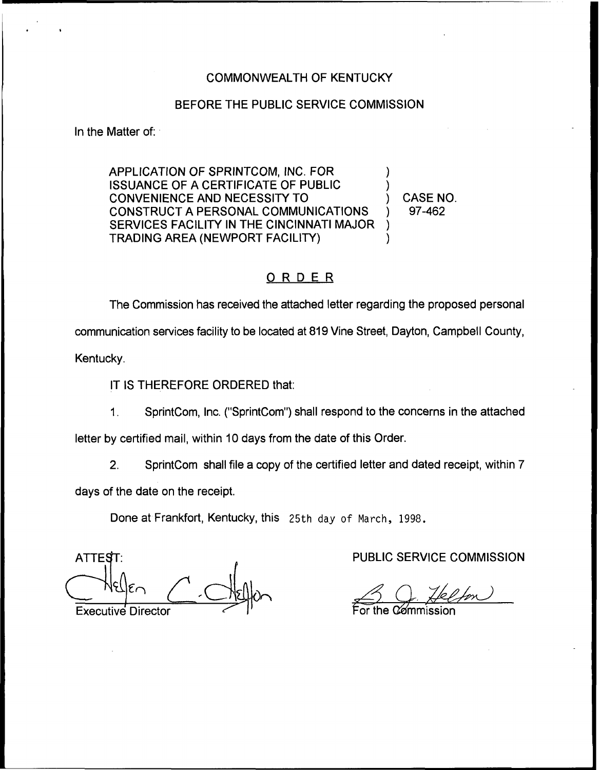COMMONWEALTH OF KENTUCKY

BEFORE THE PUBLIC SERVICE COMMISSION

In the Matter of:

| | | |
|---|---|---|
| APPLICATION OF SPRINTCOM, INC. FOR ISSUANCE OF A CERTIFICATE OF PUBLIC CONVENIENCE AND NECESSITY TO CONSTRUCT A PERSONAL COMMUNICATIONS SERVICES FACILITY IN THE CINCINNATI MAJOR TRADING AREA (NEWPORT FACILITY) | ) | CASE NO. 97-462 |

## ORDER

The Commission has received the attached letter regarding the proposed personal communication services facility to be located at 819 Vine Street, Dayton, Campbell County, Kentucky.

IT IS THEREFORE ORDERED that:

1. SprintCom, Inc. ("SprintCom") shall respond to the concerns in the attached letter by certified mail, within 10 days from the date of this Order.

2. SprintCom shall file a copy of the certified letter and dated receipt, within 7 days of the date on the receipt.

Done at Frankfort, Kentucky, this 25th day of March, 1998.

ATTEST:

Executive Director

PUBLIC SERVICE COMMISSION

For the Commission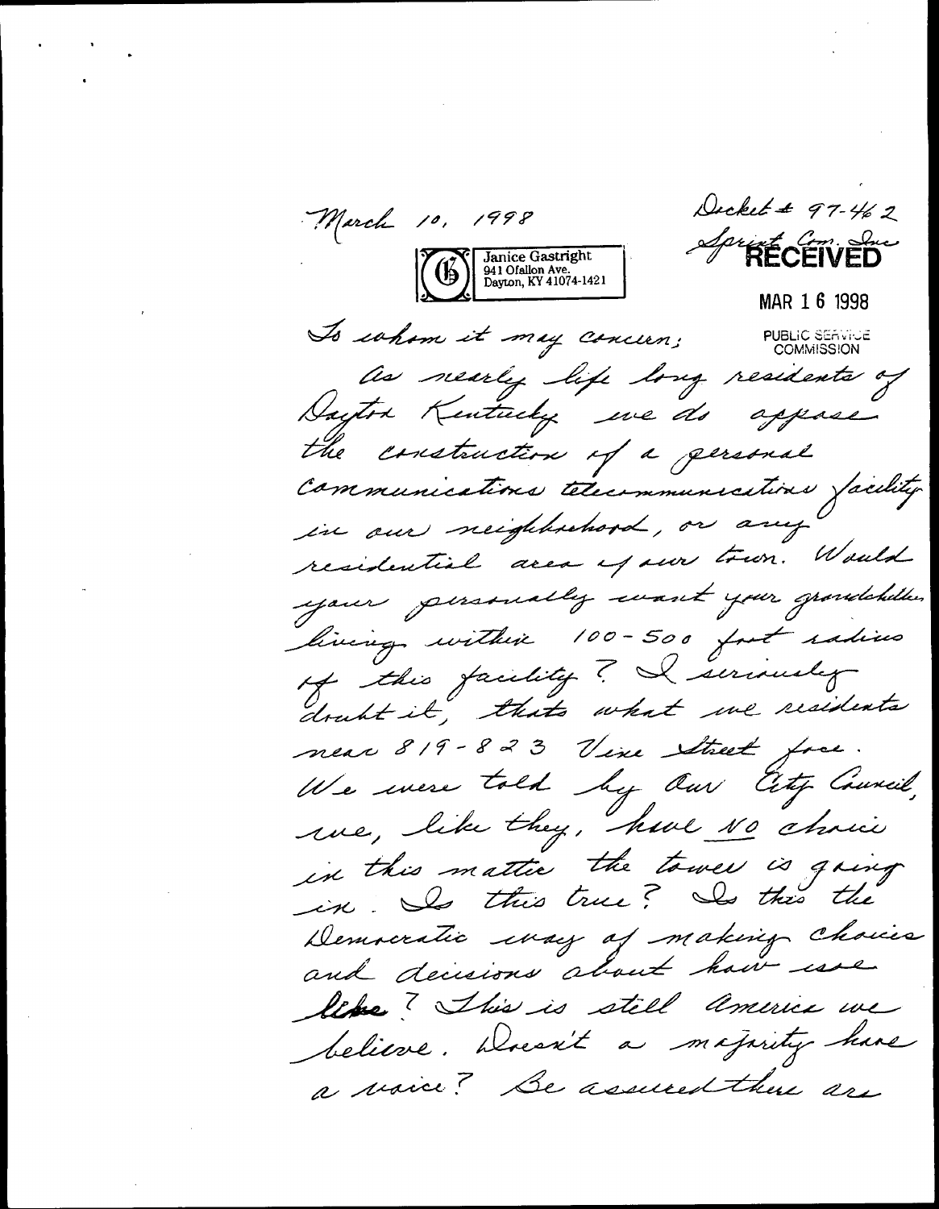March 10, 1998

Janice Gastright
941 Ofallon Ave.
Dayton, KY 41074-1421

Docket # 97-462
Sprint Com. Inc

**RECEIVED**

MAR 16 1998

PUBLIC SERVICE COMMISSION

To whom it may concern:

As nearly life long residents of Dayton Kentucky we do oppose the construction of a personal communications telecommunications facility in our neighborhood, or any residential area of our town. Would you personally want your grandchildren living within 100-500 foot radius of this facility? I seriously doubt it, thats what we residents near 819-823 Vine Street face. We were told by Our City Council, we, like they, have NO choice in this matter the tower is going in. Is this true? Is this the Democratic way of making choices and decisions about how we live? This is still America we believe. Doesn't a majority have a voice? Be assured there are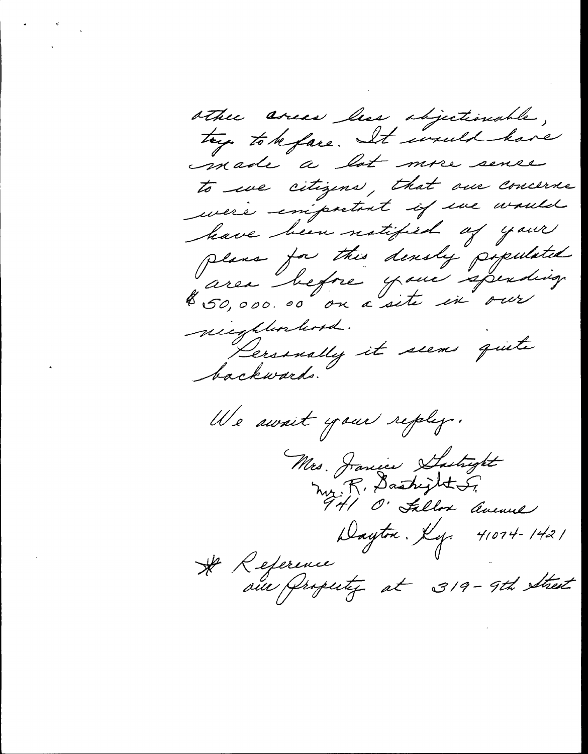other areas less objectionable, try to before. It would have made a lot more sense to we citizens, that our concerns were important if we would have been notified of your plans for this densely populated area before your spending $50,000.00 on a site in our neighborhood.

Personally it seems quite backwards.

We await your reply.

Mrs. Janice Gastright
Mr. R. Gastright Sr.
941 O'Fallon Avenue
Dayton, Ky. 41074-1421

* Reference
our Property at 319-9th Street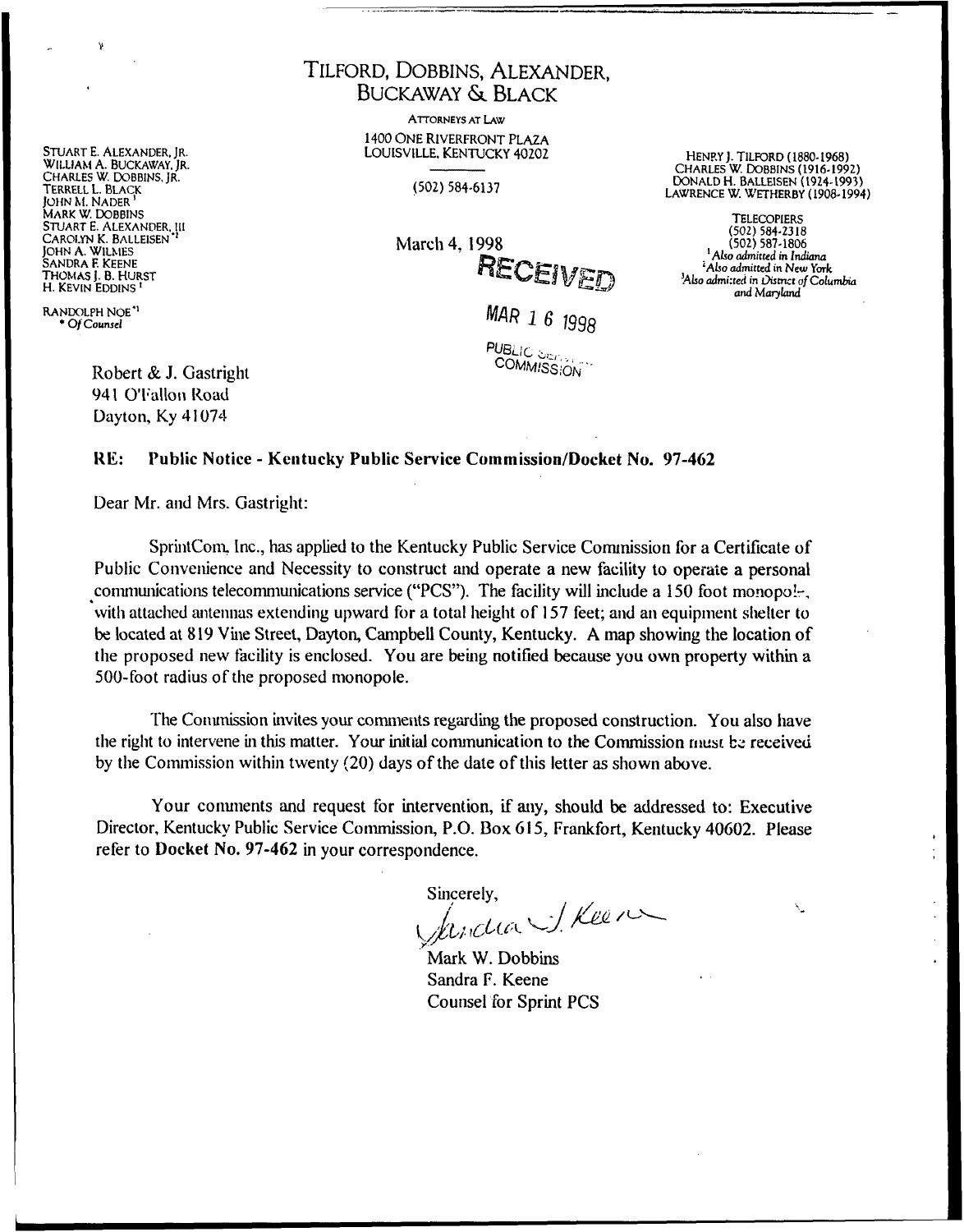# TILFORD, DOBBINS, ALEXANDER, BUCKAWAY & BLACK

ATTORNEYS AT LAW
1400 ONE RIVERFRONT PLAZA
LOUISVILLE, KENTUCKY 40202

(502) 584-6137

STUART E. ALEXANDER, JR.
WILLIAM A. BUCKAWAY, JR.
CHARLES W. DOBBINS, JR.
TERRELL L. BLACK
JOHN M. NADER [1]
MARK W. DOBBINS
STUART E. ALEXANDER, III
CAROLYN K. BALLEISEN [*2]
JOHN A. WILMES
SANDRA F. KEENE
THOMAS J. B. HURST
H. KEVIN EDDINS [1]

RANDOLPH NOE [*3]
* Of Counsel

HENRY J. TILFORD (1880-1968)
CHARLES W. DOBBINS (1916-1992)
DONALD H. BALLEISEN (1924-1993)
LAWRENCE W. WETHERBY (1908-1994)

TELECOPIERS
(502) 584-2318
(502) 587-1806
[1] Also admitted in Indiana
[2] Also admitted in New York
[3] Also admitted in District of Columbia and Maryland

March 4, 1998

RECEIVED

MAR 16 1998

PUBLIC SERVICE COMMISSION

Robert & J. Gastright
941 O'Fallon Road
Dayton, Ky 41074

**RE: Public Notice - Kentucky Public Service Commission/Docket No. 97-462**

Dear Mr. and Mrs. Gastright:

SprintCom, Inc., has applied to the Kentucky Public Service Commission for a Certificate of Public Convenience and Necessity to construct and operate a new facility to operate a personal communications telecommunications service ("PCS"). The facility will include a 150 foot monopole, with attached antennas extending upward for a total height of 157 feet; and an equipment shelter to be located at 819 Vine Street, Dayton, Campbell County, Kentucky. A map showing the location of the proposed new facility is enclosed. You are being notified because you own property within a 500-foot radius of the proposed monopole.

The Commission invites your comments regarding the proposed construction. You also have the right to intervene in this matter. Your initial communication to the Commission must be received by the Commission within twenty (20) days of the date of this letter as shown above.

Your comments and request for intervention, if any, should be addressed to: Executive Director, Kentucky Public Service Commission, P.O. Box 615, Frankfort, Kentucky 40602. Please refer to **Docket No. 97-462** in your correspondence.

Sincerely,

Sandra J. Keene

Mark W. Dobbins
Sandra F. Keene
Counsel for Sprint PCS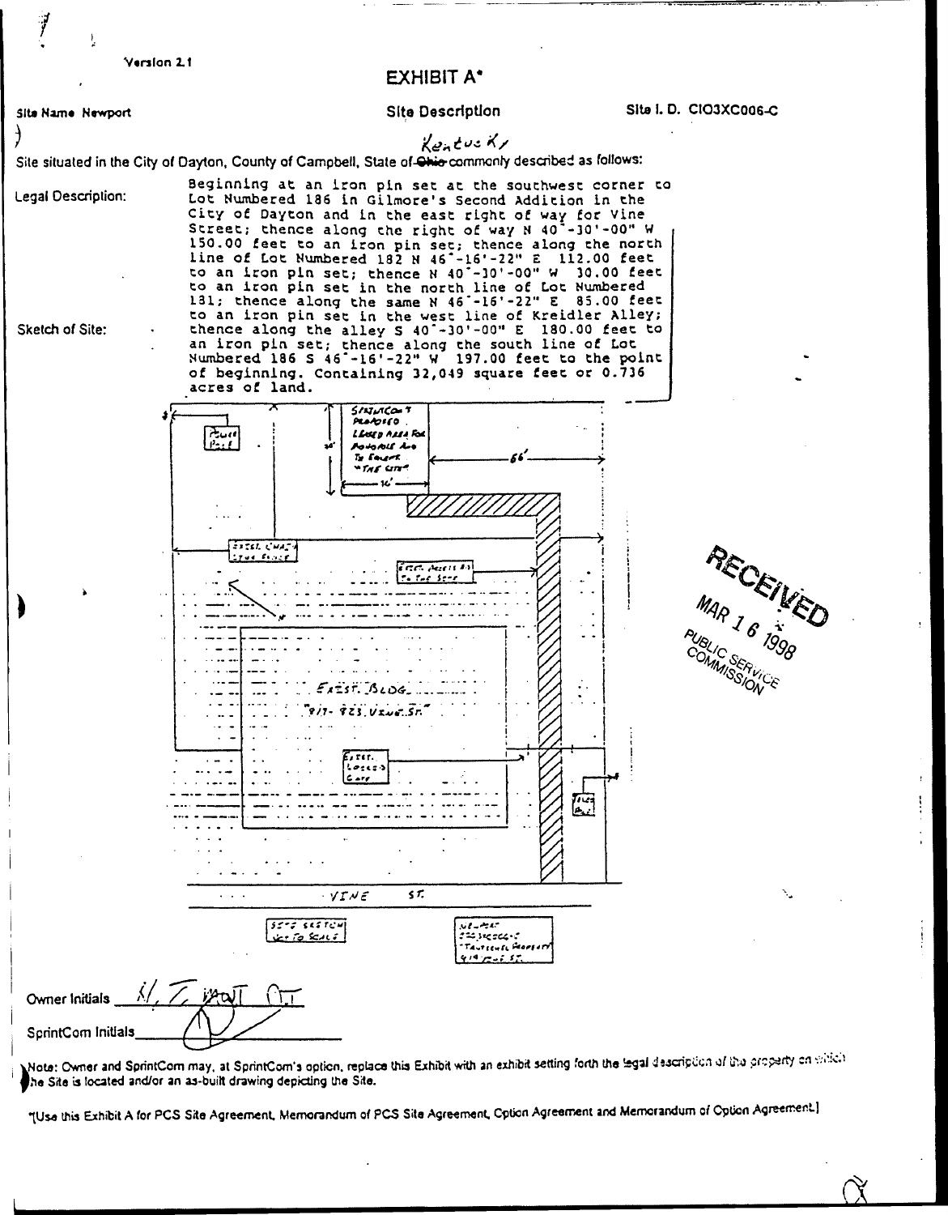Version 2.1

# EXHIBIT A*

Site Name Newport

## Site Description

Site I. D. CIO3XC006-C

Site situated in the City of Dayton, County of Campbell, State of ~~Ohio~~ Kentucky commonly described as follows:

Legal Description:

Beginning at an iron pin set at the southwest corner to Lot Numbered 186 in Gilmore's Second Addition in the City of Dayton and in the east right of way for Vine Street; thence along the right of way N 40°-30'-00" W 150.00 feet to an iron pin set; thence along the north line of Lot Numbered 182 N 46°-16'-22" E 112.00 feet to an iron pin set; thence N 40°-30'-00" W 30.00 feet to an iron pin set in the north line of Lot Numbered 181; thence along the same N 46°-16'-22" E 85.00 feet to an iron pin set in the west line of Kreidler Alley; thence along the alley S 40°-30'-00" E 180.00 feet to an iron pin set; thence along the south line of Lot Numbered 186 S 46°-16'-22" W 197.00 feet to the point of beginning. Containing 32,049 square feet or 0.736 acres of land.

Sketch of Site:

SprintCom't Proposed Leased Area For Monopole And To Encase "The Site"

Power Pole

30'

16'

66'

Exist. Chain Link Fence

Exist. Access Rd To The Site

Exist. Bldg. "917-923 Vine St."

Exist. Locked Gate

Telco Box

VINE ST.

Site Sketch Not To Scale

Newport CIO3XC006-C "Trustees Property" 919 Vine St.

RECEIVED
MAR 16 1998
PUBLIC SERVICE COMMISSION

Owner Initials ___

SprintCom Initials ___

Note: Owner and SprintCom may, at SprintCom's option, replace this Exhibit with an exhibit setting forth the legal description of the property on which the Site is located and/or an as-built drawing depicting the Site.

*[Use this Exhibit A for PCS Site Agreement, Memorandum of PCS Site Agreement, Option Agreement and Memorandum of Option Agreement.]